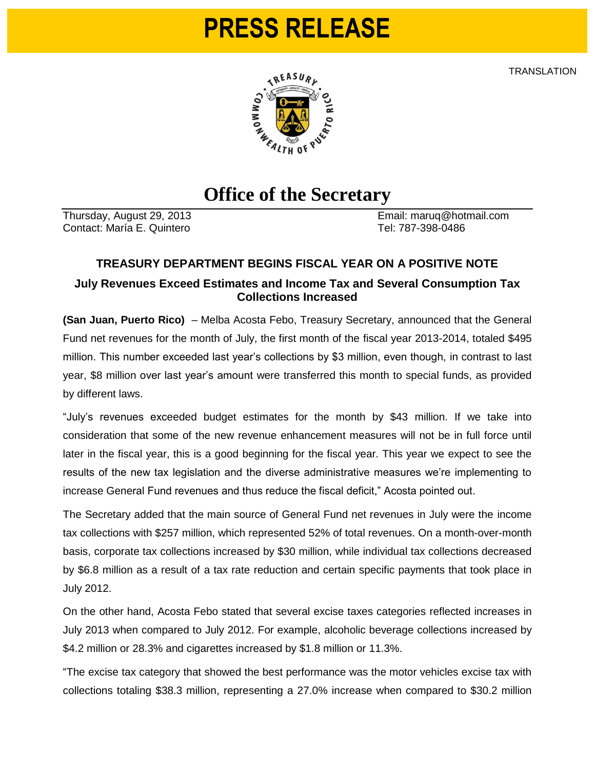# PRESS RELEASE

TRANSLATION

## Office of the Secretary

Thursday, August 29, 2013
Contact: María E. Quintero

Email: maruq@hotmail.com
Tel: 787-398-0486

### TREASURY DEPARTMENT BEGINS FISCAL YEAR ON A POSITIVE NOTE

#### July Revenues Exceed Estimates and Income Tax and Several Consumption Tax Collections Increased

**(San Juan, Puerto Rico)** – Melba Acosta Febo, Treasury Secretary, announced that the General Fund net revenues for the month of July, the first month of the fiscal year 2013-2014, totaled $495 million. This number exceeded last year's collections by $3 million, even though, in contrast to last year, $8 million over last year's amount were transferred this month to special funds, as provided by different laws.

"July's revenues exceeded budget estimates for the month by $43 million. If we take into consideration that some of the new revenue enhancement measures will not be in full force until later in the fiscal year, this is a good beginning for the fiscal year. This year we expect to see the results of the new tax legislation and the diverse administrative measures we're implementing to increase General Fund revenues and thus reduce the fiscal deficit," Acosta pointed out.

The Secretary added that the main source of General Fund net revenues in July were the income tax collections with $257 million, which represented 52% of total revenues. On a month-over-month basis, corporate tax collections increased by $30 million, while individual tax collections decreased by $6.8 million as a result of a tax rate reduction and certain specific payments that took place in July 2012.

On the other hand, Acosta Febo stated that several excise taxes categories reflected increases in July 2013 when compared to July 2012. For example, alcoholic beverage collections increased by $4.2 million or 28.3% and cigarettes increased by $1.8 million or 11.3%.

"The excise tax category that showed the best performance was the motor vehicles excise tax with collections totaling $38.3 million, representing a 27.0% increase when compared to $30.2 million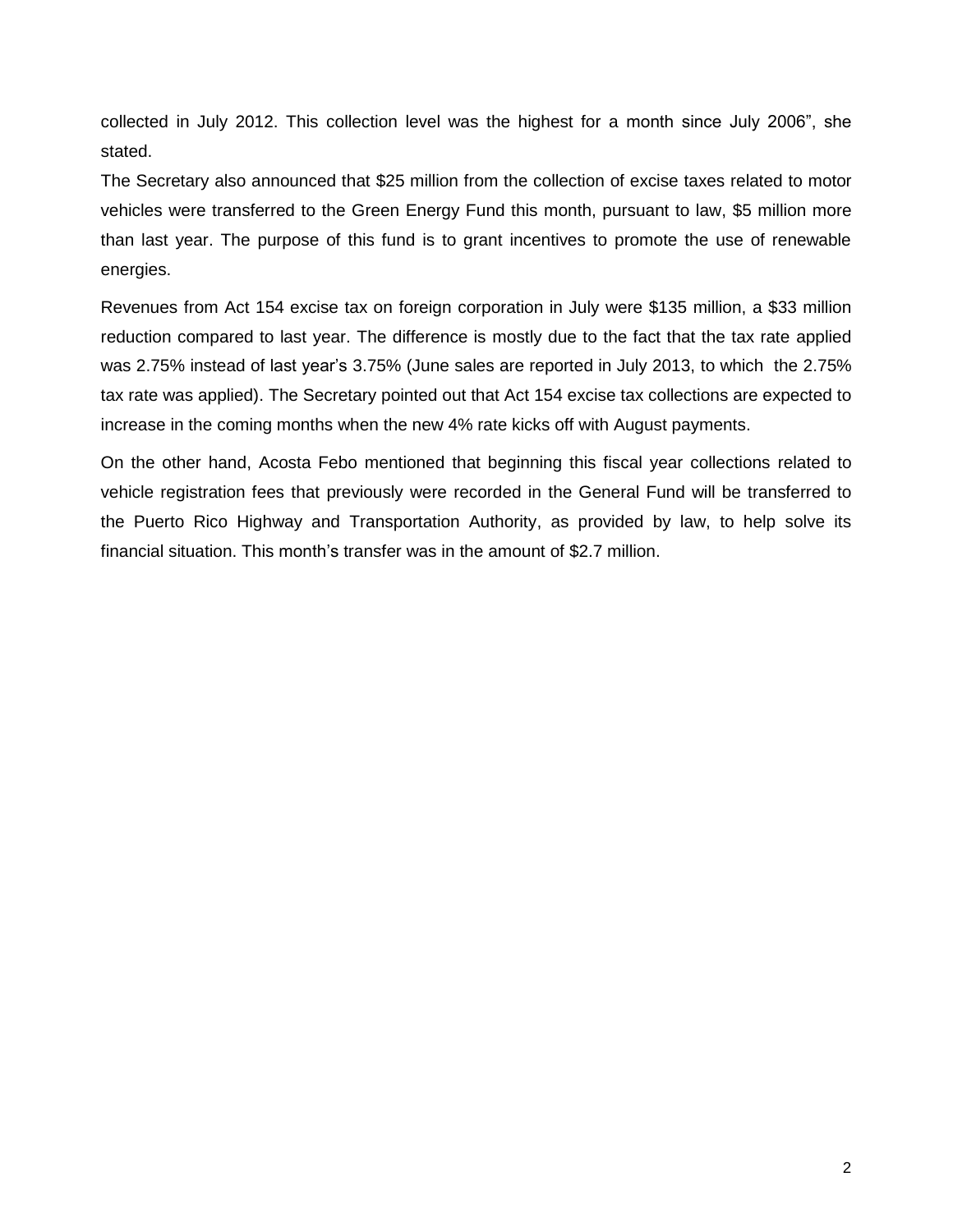collected in July 2012. This collection level was the highest for a month since July 2006", she stated.

The Secretary also announced that $25 million from the collection of excise taxes related to motor vehicles were transferred to the Green Energy Fund this month, pursuant to law, $5 million more than last year. The purpose of this fund is to grant incentives to promote the use of renewable energies.

Revenues from Act 154 excise tax on foreign corporation in July were $135 million, a $33 million reduction compared to last year. The difference is mostly due to the fact that the tax rate applied was 2.75% instead of last year's 3.75% (June sales are reported in July 2013, to which the 2.75% tax rate was applied). The Secretary pointed out that Act 154 excise tax collections are expected to increase in the coming months when the new 4% rate kicks off with August payments.

On the other hand, Acosta Febo mentioned that beginning this fiscal year collections related to vehicle registration fees that previously were recorded in the General Fund will be transferred to the Puerto Rico Highway and Transportation Authority, as provided by law, to help solve its financial situation. This month's transfer was in the amount of $2.7 million.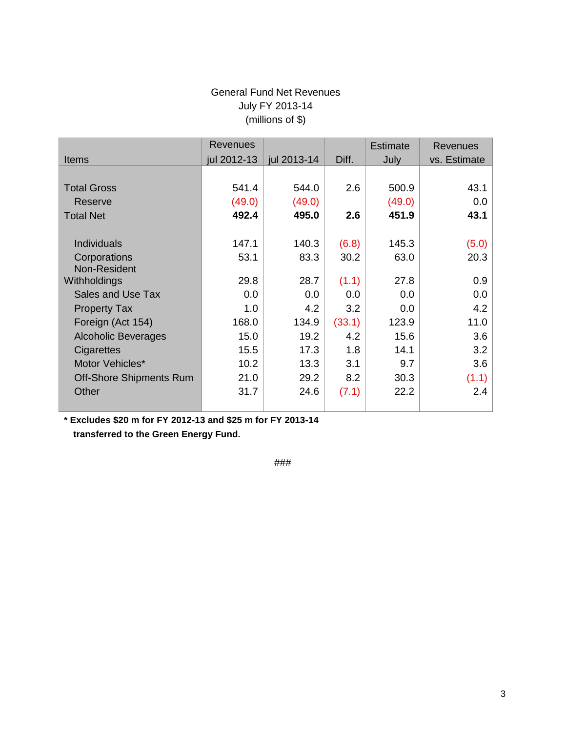General Fund Net Revenues
July FY 2013-14
(millions of $)

| Items | Revenues jul 2012-13 | jul 2013-14 | Diff. | Estimate July | Revenues vs. Estimate |
|---|---|---|---|---|---|
| Total Gross | 541.4 | 544.0 | 2.6 | 500.9 | 43.1 |
| Reserve | (49.0) | (49.0) | | (49.0) | 0.0 |
| **Total Net** | **492.4** | **495.0** | **2.6** | **451.9** | **43.1** |
| Individuals | 147.1 | 140.3 | (6.8) | 145.3 | (5.0) |
| Corporations | 53.1 | 83.3 | 30.2 | 63.0 | 20.3 |
| Non-Resident Withholdings | 29.8 | 28.7 | (1.1) | 27.8 | 0.9 |
| Sales and Use Tax | 0.0 | 0.0 | 0.0 | 0.0 | 0.0 |
| Property Tax | 1.0 | 4.2 | 3.2 | 0.0 | 4.2 |
| Foreign (Act 154) | 168.0 | 134.9 | (33.1) | 123.9 | 11.0 |
| Alcoholic Beverages | 15.0 | 19.2 | 4.2 | 15.6 | 3.6 |
| Cigarettes | 15.5 | 17.3 | 1.8 | 14.1 | 3.2 |
| Motor Vehicles* | 10.2 | 13.3 | 3.1 | 9.7 | 3.6 |
| Off-Shore Shipments Rum | 21.0 | 29.2 | 8.2 | 30.3 | (1.1) |
| Other | 31.7 | 24.6 | (7.1) | 22.2 | 2.4 |

**\* Excludes $20 m for FY 2012-13 and $25 m for FY 2013-14 transferred to the Green Energy Fund.**

###